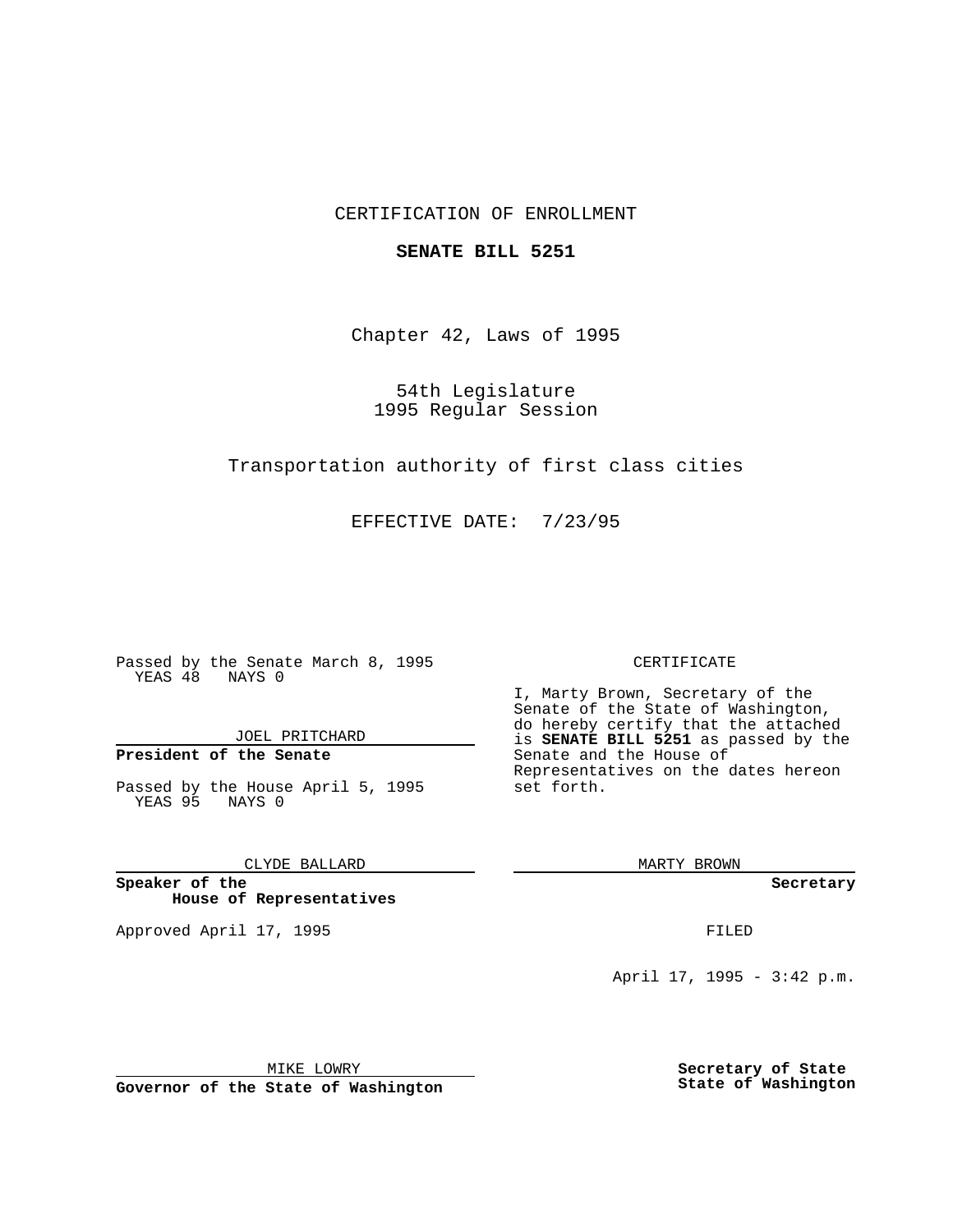CERTIFICATION OF ENROLLMENT

**SENATE BILL 5251**

Chapter 42, Laws of 1995

54th Legislature
1995 Regular Session

Transportation authority of first class cities

EFFECTIVE DATE: 7/23/95

Passed by the Senate March 8, 1995
YEAS 48 NAYS 0

JOEL PRITCHARD

**President of the Senate**

Passed by the House April 5, 1995
YEAS 95 NAYS 0

CLYDE BALLARD

**Speaker of the House of Representatives**

Approved April 17, 1995

MIKE LOWRY

**Governor of the State of Washington**

CERTIFICATE

I, Marty Brown, Secretary of the Senate of the State of Washington, do hereby certify that the attached is **SENATE BILL 5251** as passed by the Senate and the House of Representatives on the dates hereon set forth.

MARTY BROWN

**Secretary**

FILED

April 17, 1995 - 3:42 p.m.

**Secretary of State**
**State of Washington**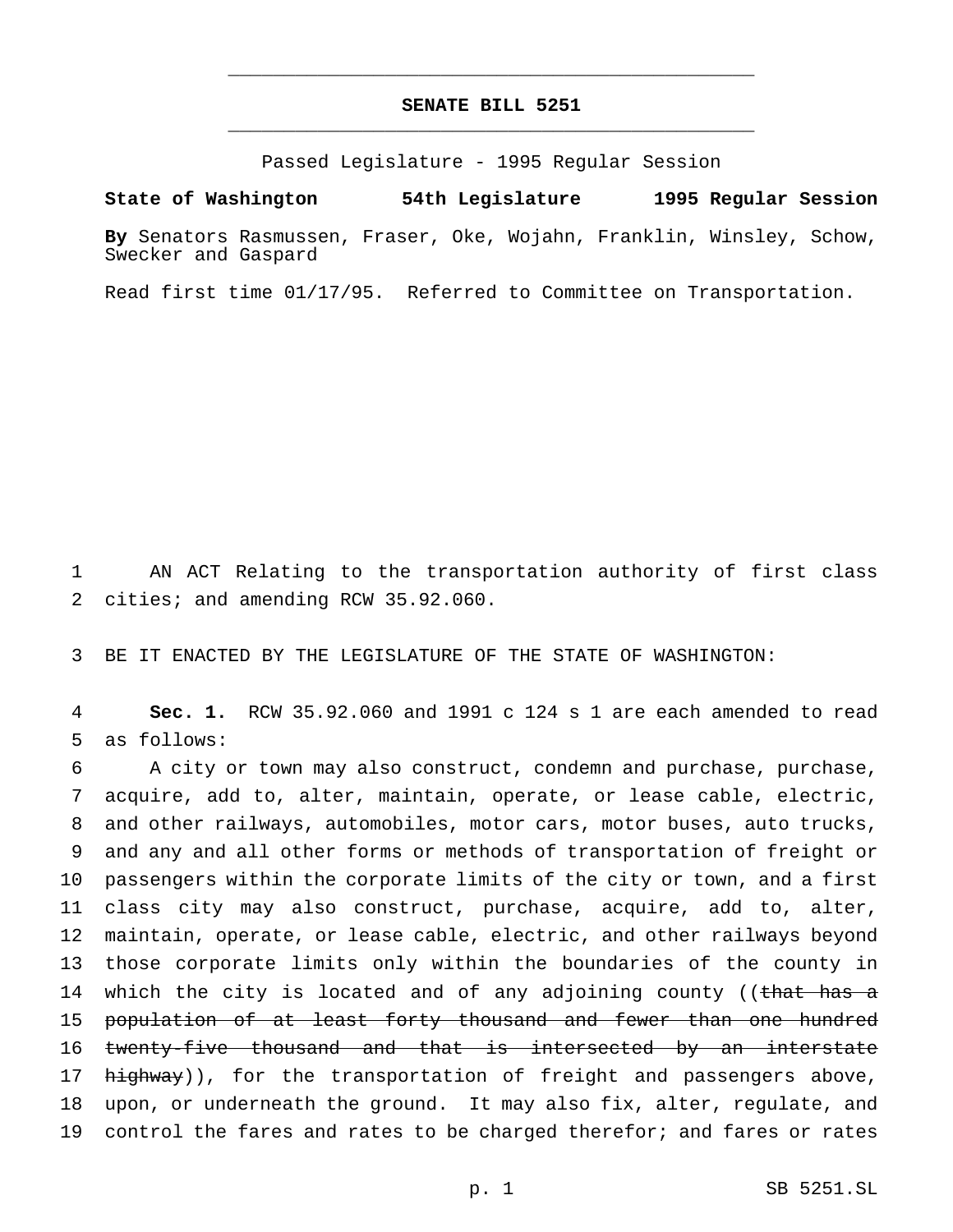# SENATE BILL 5251

Passed Legislature - 1995 Regular Session

**State of Washington 54th Legislature 1995 Regular Session**

**By** Senators Rasmussen, Fraser, Oke, Wojahn, Franklin, Winsley, Schow, Swecker and Gaspard

Read first time 01/17/95. Referred to Committee on Transportation.

AN ACT Relating to the transportation authority of first class cities; and amending RCW 35.92.060.

BE IT ENACTED BY THE LEGISLATURE OF THE STATE OF WASHINGTON:

**Sec. 1.** RCW 35.92.060 and 1991 c 124 s 1 are each amended to read as follows:

A city or town may also construct, condemn and purchase, purchase, acquire, add to, alter, maintain, operate, or lease cable, electric, and other railways, automobiles, motor cars, motor buses, auto trucks, and any and all other forms or methods of transportation of freight or passengers within the corporate limits of the city or town, and a first class city may also construct, purchase, acquire, add to, alter, maintain, operate, or lease cable, electric, and other railways beyond those corporate limits only within the boundaries of the county in which the city is located and of any adjoining county ((~~that has a population of at least forty thousand and fewer than one hundred twenty-five thousand and that is intersected by an interstate highway~~)), for the transportation of freight and passengers above, upon, or underneath the ground. It may also fix, alter, regulate, and control the fares and rates to be charged therefor; and fares or rates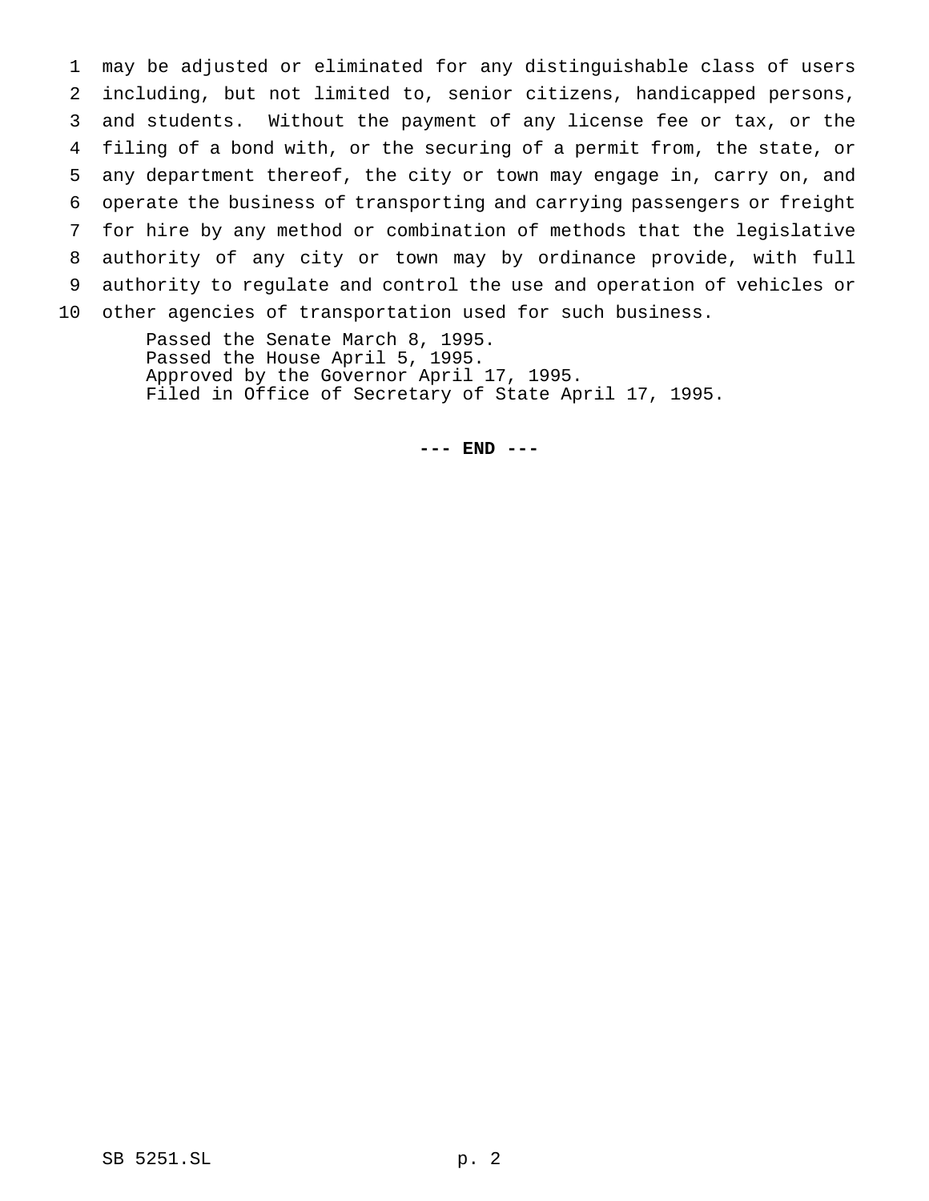may be adjusted or eliminated for any distinguishable class of users including, but not limited to, senior citizens, handicapped persons, and students. Without the payment of any license fee or tax, or the filing of a bond with, or the securing of a permit from, the state, or any department thereof, the city or town may engage in, carry on, and operate the business of transporting and carrying passengers or freight for hire by any method or combination of methods that the legislative authority of any city or town may by ordinance provide, with full authority to regulate and control the use and operation of vehicles or other agencies of transportation used for such business.

Passed the Senate March 8, 1995.
Passed the House April 5, 1995.
Approved by the Governor April 17, 1995.
Filed in Office of Secretary of State April 17, 1995.

**--- END ---**